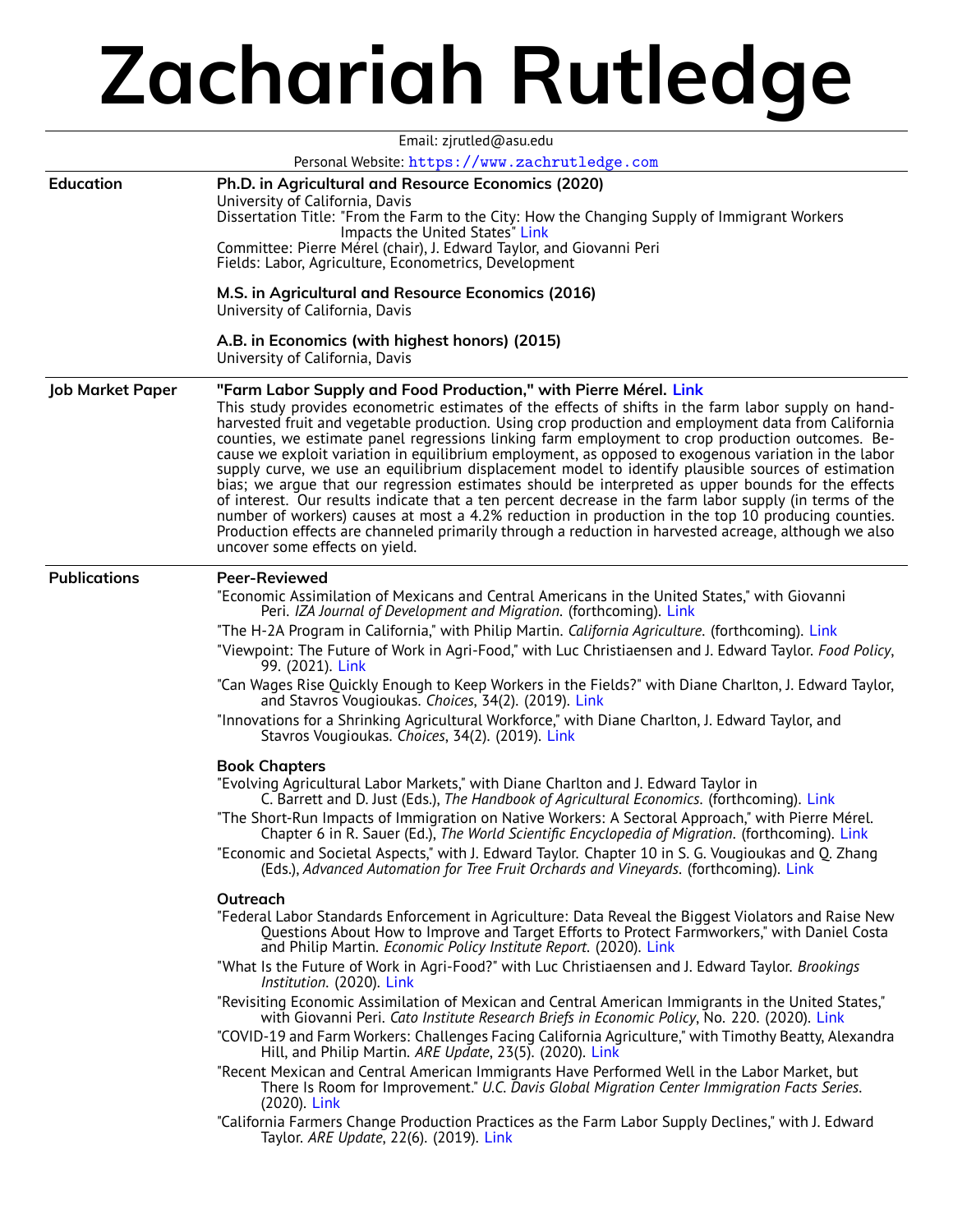# Zachariah Rutledge

Email: zjrutled@asu.edu

Personal Website: https://www.zachrutledge.com

## Education

**Ph.D. in Agricultural and Resource Economics (2020)**
University of California, Davis
Dissertation Title: "From the Farm to the City: How the Changing Supply of Immigrant Workers Impacts the United States" Link
Committee: Pierre Mérel (chair), J. Edward Taylor, and Giovanni Peri
Fields: Labor, Agriculture, Econometrics, Development

**M.S. in Agricultural and Resource Economics (2016)**
University of California, Davis

**A.B. in Economics (with highest honors) (2015)**
University of California, Davis

## Job Market Paper

**"Farm Labor Supply and Food Production," with Pierre Mérel. Link**
This study provides econometric estimates of the effects of shifts in the farm labor supply on hand-harvested fruit and vegetable production. Using crop production and employment data from California counties, we estimate panel regressions linking farm employment to crop production outcomes. Because we exploit variation in equilibrium employment, as opposed to exogenous variation in the labor supply curve, we use an equilibrium displacement model to identify plausible sources of estimation bias; we argue that our regression estimates should be interpreted as upper bounds for the effects of interest. Our results indicate that a ten percent decrease in the farm labor supply (in terms of the number of workers) causes at most a 4.2% reduction in production in the top 10 producing counties. Production effects are channeled primarily through a reduction in harvested acreage, although we also uncover some effects on yield.

## Publications

### Peer-Reviewed

"Economic Assimilation of Mexicans and Central Americans in the United States," with Giovanni Peri. *IZA Journal of Development and Migration*. (forthcoming). Link

"The H-2A Program in California," with Philip Martin. *California Agriculture*. (forthcoming). Link

"Viewpoint: The Future of Work in Agri-Food," with Luc Christiaensen and J. Edward Taylor. *Food Policy*, 99. (2021). Link

"Can Wages Rise Quickly Enough to Keep Workers in the Fields?" with Diane Charlton, J. Edward Taylor, and Stavros Vougioukas. *Choices*, 34(2). (2019). Link

"Innovations for a Shrinking Agricultural Workforce," with Diane Charlton, J. Edward Taylor, and Stavros Vougioukas. *Choices*, 34(2). (2019). Link

### Book Chapters

"Evolving Agricultural Labor Markets," with Diane Charlton and J. Edward Taylor in C. Barrett and D. Just (Eds.), *The Handbook of Agricultural Economics*. (forthcoming). Link

"The Short-Run Impacts of Immigration on Native Workers: A Sectoral Approach," with Pierre Mérel. Chapter 6 in R. Sauer (Ed.), *The World Scientific Encyclopedia of Migration*. (forthcoming). Link

"Economic and Societal Aspects," with J. Edward Taylor. Chapter 10 in S. G. Vougioukas and Q. Zhang (Eds.), *Advanced Automation for Tree Fruit Orchards and Vineyards*. (forthcoming). Link

### Outreach

"Federal Labor Standards Enforcement in Agriculture: Data Reveal the Biggest Violators and Raise New Questions About How to Improve and Target Efforts to Protect Farmworkers," with Daniel Costa and Philip Martin. *Economic Policy Institute Report*. (2020). Link

"What Is the Future of Work in Agri-Food?" with Luc Christiaensen and J. Edward Taylor. *Brookings Institution*. (2020). Link

"Revisiting Economic Assimilation of Mexican and Central American Immigrants in the United States," with Giovanni Peri. *Cato Institute Research Briefs in Economic Policy*, No. 220. (2020). Link

"COVID-19 and Farm Workers: Challenges Facing California Agriculture," with Timothy Beatty, Alexandra Hill, and Philip Martin. *ARE Update*, 23(5). (2020). Link

"Recent Mexican and Central American Immigrants Have Performed Well in the Labor Market, but There Is Room for Improvement." *U.C. Davis Global Migration Center Immigration Facts Series*. (2020). Link

"California Farmers Change Production Practices as the Farm Labor Supply Declines," with J. Edward Taylor. *ARE Update*, 22(6). (2019). Link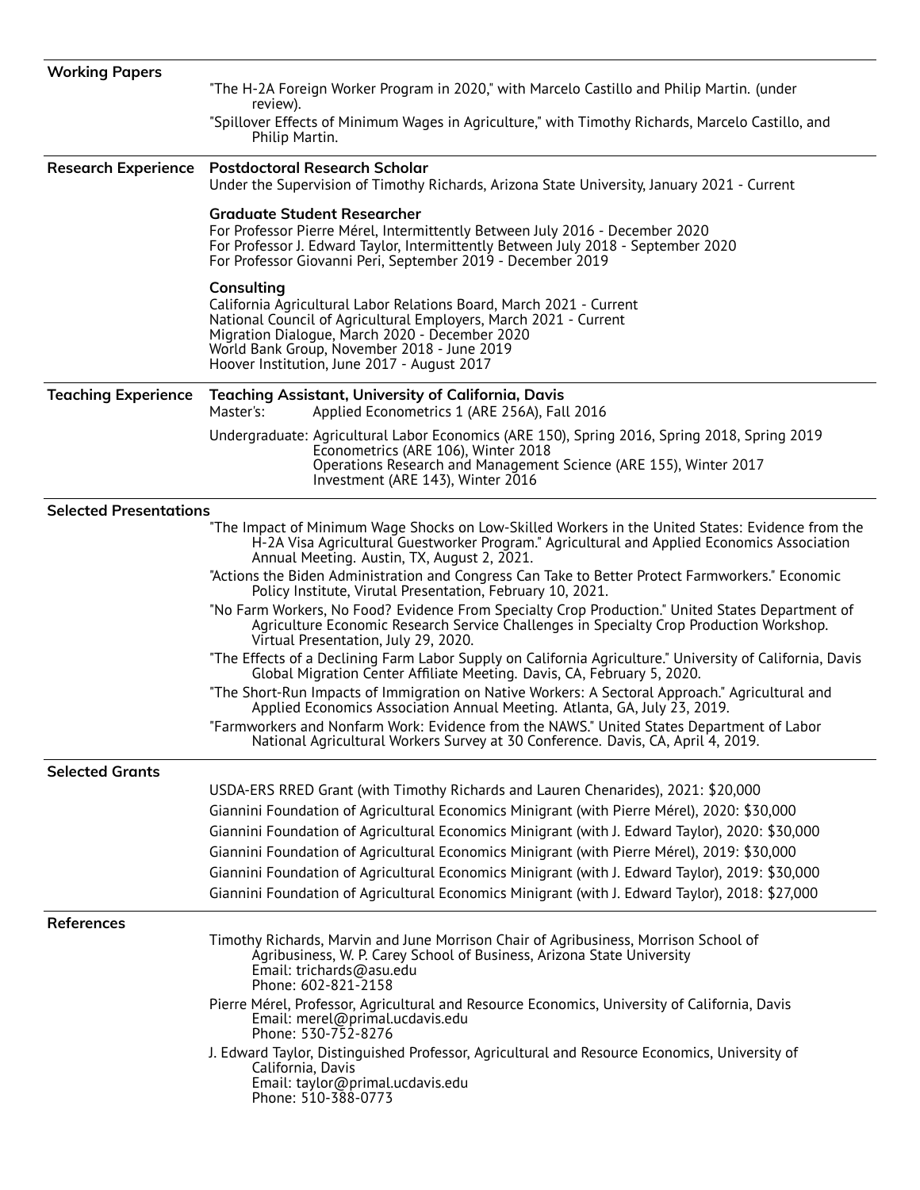## Working Papers

"The H-2A Foreign Worker Program in 2020," with Marcelo Castillo and Philip Martin. (under review).

"Spillover Effects of Minimum Wages in Agriculture," with Timothy Richards, Marcelo Castillo, and Philip Martin.

## Research Experience

**Postdoctoral Research Scholar**
Under the Supervision of Timothy Richards, Arizona State University, January 2021 - Current

**Graduate Student Researcher**
For Professor Pierre Mérel, Intermittently Between July 2016 - December 2020
For Professor J. Edward Taylor, Intermittently Between July 2018 - September 2020
For Professor Giovanni Peri, September 2019 - December 2019

**Consulting**
California Agricultural Labor Relations Board, March 2021 - Current
National Council of Agricultural Employers, March 2021 - Current
Migration Dialogue, March 2020 - December 2020
World Bank Group, November 2018 - June 2019
Hoover Institution, June 2017 - August 2017

## Teaching Experience

**Teaching Assistant, University of California, Davis**

Master's: Applied Econometrics 1 (ARE 256A), Fall 2016

Undergraduate: Agricultural Labor Economics (ARE 150), Spring 2016, Spring 2018, Spring 2019
Econometrics (ARE 106), Winter 2018
Operations Research and Management Science (ARE 155), Winter 2017
Investment (ARE 143), Winter 2016

## Selected Presentations

"The Impact of Minimum Wage Shocks on Low-Skilled Workers in the United States: Evidence from the H-2A Visa Agricultural Guestworker Program." Agricultural and Applied Economics Association Annual Meeting. Austin, TX, August 2, 2021.

"Actions the Biden Administration and Congress Can Take to Better Protect Farmworkers." Economic Policy Institute, Virutal Presentation, February 10, 2021.

"No Farm Workers, No Food? Evidence From Specialty Crop Production." United States Department of Agriculture Economic Research Service Challenges in Specialty Crop Production Workshop. Virtual Presentation, July 29, 2020.

"The Effects of a Declining Farm Labor Supply on California Agriculture." University of California, Davis Global Migration Center Affiliate Meeting. Davis, CA, February 5, 2020.

"The Short-Run Impacts of Immigration on Native Workers: A Sectoral Approach." Agricultural and Applied Economics Association Annual Meeting. Atlanta, GA, July 23, 2019.

"Farmworkers and Nonfarm Work: Evidence from the NAWS." United States Department of Labor National Agricultural Workers Survey at 30 Conference. Davis, CA, April 4, 2019.

## Selected Grants

USDA-ERS RRED Grant (with Timothy Richards and Lauren Chenarides), 2021: $20,000

Giannini Foundation of Agricultural Economics Minigrant (with Pierre Mérel), 2020: $30,000

Giannini Foundation of Agricultural Economics Minigrant (with J. Edward Taylor), 2020: $30,000

Giannini Foundation of Agricultural Economics Minigrant (with Pierre Mérel), 2019: $30,000

Giannini Foundation of Agricultural Economics Minigrant (with J. Edward Taylor), 2019: $30,000

Giannini Foundation of Agricultural Economics Minigrant (with J. Edward Taylor), 2018: $27,000

## References

Timothy Richards, Marvin and June Morrison Chair of Agribusiness, Morrison School of Agribusiness, W. P. Carey School of Business, Arizona State University
Email: trichards@asu.edu
Phone: 602-821-2158

Pierre Mérel, Professor, Agricultural and Resource Economics, University of California, Davis
Email: merel@primal.ucdavis.edu
Phone: 530-752-8276

J. Edward Taylor, Distinguished Professor, Agricultural and Resource Economics, University of California, Davis
Email: taylor@primal.ucdavis.edu
Phone: 510-388-0773